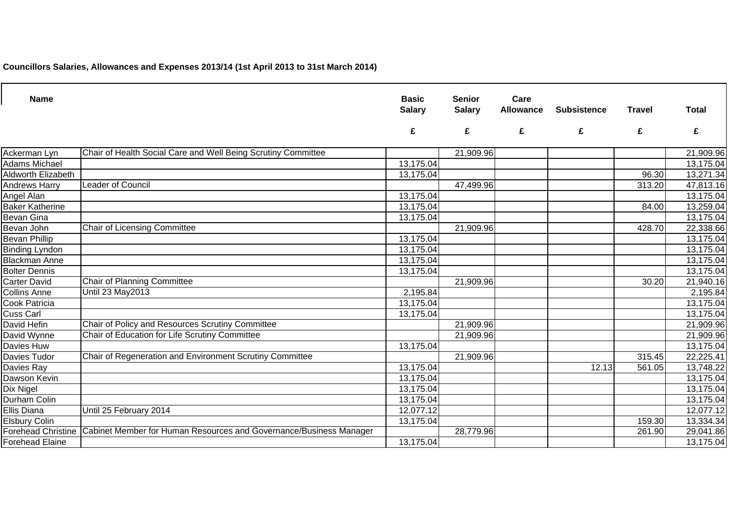**Councillors Salaries, Allowances and Expenses 2013/14 (1st April 2013 to 31st March 2014)**

| Name | | Basic Salary | Senior Salary | Care Allowance | Subsistence | Travel | Total |
|---|---|---|---|---|---|---|---|
| | | £ | £ | £ | £ | £ | £ |
| Ackerman Lyn | Chair of Health Social Care and Well Being Scrutiny Committee | | 21,909.96 | | | | 21,909.96 |
| Adams Michael | | 13,175.04 | | | | | 13,175.04 |
| Aldworth Elizabeth | | 13,175.04 | | | | 96.30 | 13,271.34 |
| Andrews Harry | Leader of Council | | 47,499.96 | | | 313.20 | 47,813.16 |
| Angel Alan | | 13,175.04 | | | | | 13,175.04 |
| Baker Katherine | | 13,175.04 | | | | 84.00 | 13,259.04 |
| Bevan Gina | | 13,175.04 | | | | | 13,175.04 |
| Bevan John | Chair of Licensing Committee | | 21,909.96 | | | 428.70 | 22,338.66 |
| Bevan Phillip | | 13,175.04 | | | | | 13,175.04 |
| Binding Lyndon | | 13,175.04 | | | | | 13,175.04 |
| Blackman Anne | | 13,175.04 | | | | | 13,175.04 |
| Bolter Dennis | | 13,175.04 | | | | | 13,175.04 |
| Carter David | Chair of Planning Committee | | 21,909.96 | | | 30.20 | 21,940.16 |
| Collins Anne | Until 23 May2013 | 2,195.84 | | | | | 2,195.84 |
| Cook Patricia | | 13,175.04 | | | | | 13,175.04 |
| Cuss Carl | | 13,175.04 | | | | | 13,175.04 |
| David Hefin | Chair of Policy and Resources Scrutiny Committee | | 21,909.96 | | | | 21,909.96 |
| David Wynne | Chair of Education for Life Scrutiny Committee | | 21,909.96 | | | | 21,909.96 |
| Davies Huw | | 13,175.04 | | | | | 13,175.04 |
| Davies Tudor | Chair of Regeneration and Environment Scrutiny Committee | | 21,909.96 | | | 315.45 | 22,225.41 |
| Davies Ray | | 13,175.04 | | | 12.13 | 561.05 | 13,748.22 |
| Dawson Kevin | | 13,175.04 | | | | | 13,175.04 |
| Dix Nigel | | 13,175.04 | | | | | 13,175.04 |
| Durham Colin | | 13,175.04 | | | | | 13,175.04 |
| Ellis Diana | Until 25 February 2014 | 12,077.12 | | | | | 12,077.12 |
| Elsbury Colin | | 13,175.04 | | | | 159.30 | 13,334.34 |
| Forehead Christine | Cabinet Member for Human Resources and Governance/Business Manager | | 28,779.96 | | | 261.90 | 29,041.86 |
| Forehead Elaine | | 13,175.04 | | | | | 13,175.04 |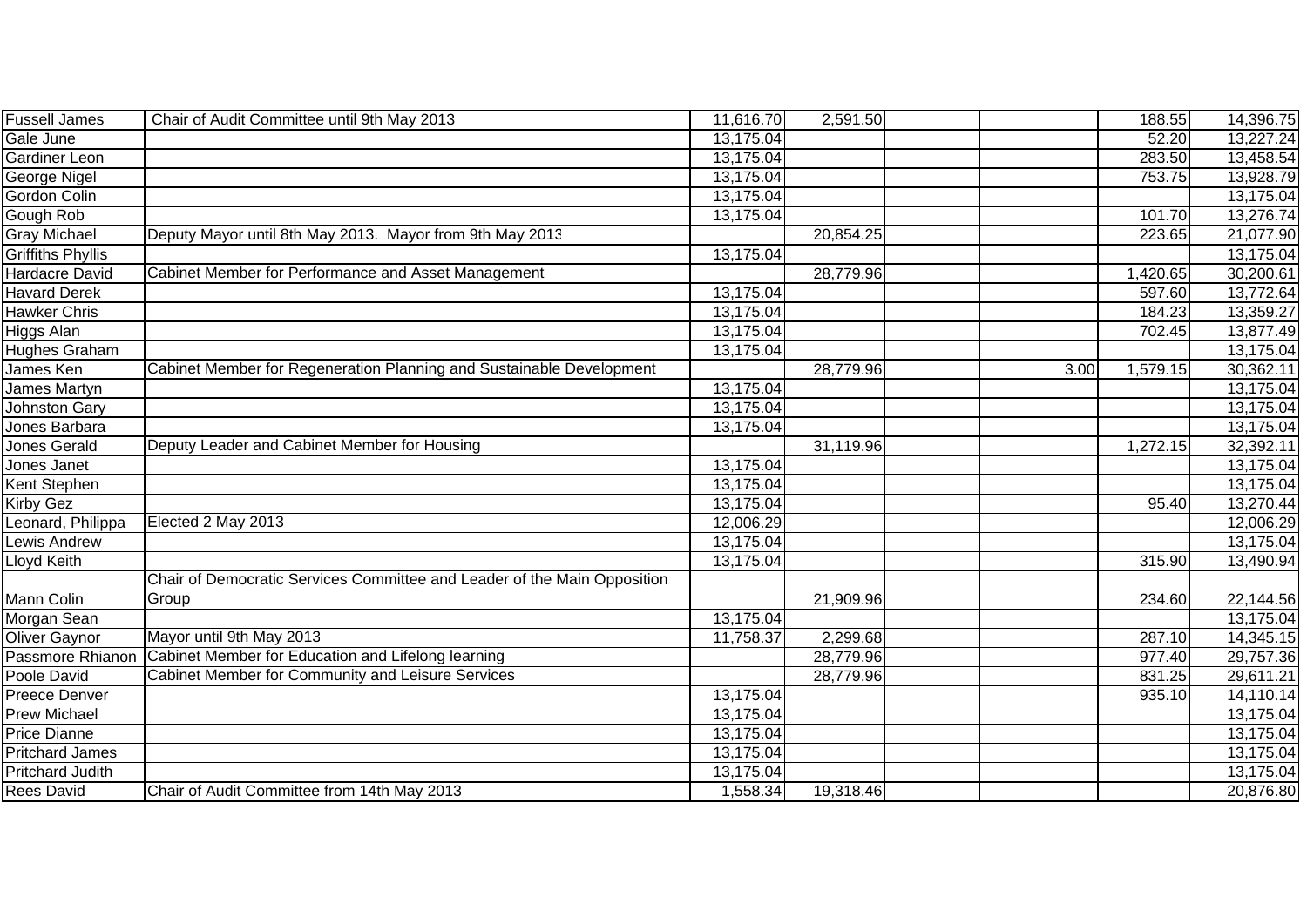| | | | | | | | |
|---|---|---|---|---|---|---|---|
| Fussell James | Chair of Audit Committee until 9th May 2013 | 11,616.70 | 2,591.50 | | | 188.55 | 14,396.75 |
| Gale June | | 13,175.04 | | | | 52.20 | 13,227.24 |
| Gardiner Leon | | 13,175.04 | | | | 283.50 | 13,458.54 |
| George Nigel | | 13,175.04 | | | | 753.75 | 13,928.79 |
| Gordon Colin | | 13,175.04 | | | | | 13,175.04 |
| Gough Rob | | 13,175.04 | | | | 101.70 | 13,276.74 |
| Gray Michael | Deputy Mayor until 8th May 2013. Mayor from 9th May 2013 | | 20,854.25 | | | 223.65 | 21,077.90 |
| Griffiths Phyllis | | 13,175.04 | | | | | 13,175.04 |
| Hardacre David | Cabinet Member for Performance and Asset Management | | 28,779.96 | | | 1,420.65 | 30,200.61 |
| Havard Derek | | 13,175.04 | | | | 597.60 | 13,772.64 |
| Hawker Chris | | 13,175.04 | | | | 184.23 | 13,359.27 |
| Higgs Alan | | 13,175.04 | | | | 702.45 | 13,877.49 |
| Hughes Graham | | 13,175.04 | | | | | 13,175.04 |
| James Ken | Cabinet Member for Regeneration Planning and Sustainable Development | | 28,779.96 | | 3.00 | 1,579.15 | 30,362.11 |
| James Martyn | | 13,175.04 | | | | | 13,175.04 |
| Johnston Gary | | 13,175.04 | | | | | 13,175.04 |
| Jones Barbara | | 13,175.04 | | | | | 13,175.04 |
| Jones Gerald | Deputy Leader and Cabinet Member for Housing | | 31,119.96 | | | 1,272.15 | 32,392.11 |
| Jones Janet | | 13,175.04 | | | | | 13,175.04 |
| Kent Stephen | | 13,175.04 | | | | | 13,175.04 |
| Kirby Gez | | 13,175.04 | | | | 95.40 | 13,270.44 |
| Leonard, Philippa | Elected 2 May 2013 | 12,006.29 | | | | | 12,006.29 |
| Lewis Andrew | | 13,175.04 | | | | | 13,175.04 |
| Lloyd Keith | | 13,175.04 | | | | 315.90 | 13,490.94 |
| Mann Colin | Chair of Democratic Services Committee and Leader of the Main Opposition Group | | 21,909.96 | | | 234.60 | 22,144.56 |
| Morgan Sean | | 13,175.04 | | | | | 13,175.04 |
| Oliver Gaynor | Mayor until 9th May 2013 | 11,758.37 | 2,299.68 | | | 287.10 | 14,345.15 |
| Passmore Rhianon | Cabinet Member for Education and Lifelong learning | | 28,779.96 | | | 977.40 | 29,757.36 |
| Poole David | Cabinet Member for Community and Leisure Services | | 28,779.96 | | | 831.25 | 29,611.21 |
| Preece Denver | | 13,175.04 | | | | 935.10 | 14,110.14 |
| Prew Michael | | 13,175.04 | | | | | 13,175.04 |
| Price Dianne | | 13,175.04 | | | | | 13,175.04 |
| Pritchard James | | 13,175.04 | | | | | 13,175.04 |
| Pritchard Judith | | 13,175.04 | | | | | 13,175.04 |
| Rees David | Chair of Audit Committee from 14th May 2013 | 1,558.34 | 19,318.46 | | | | 20,876.80 |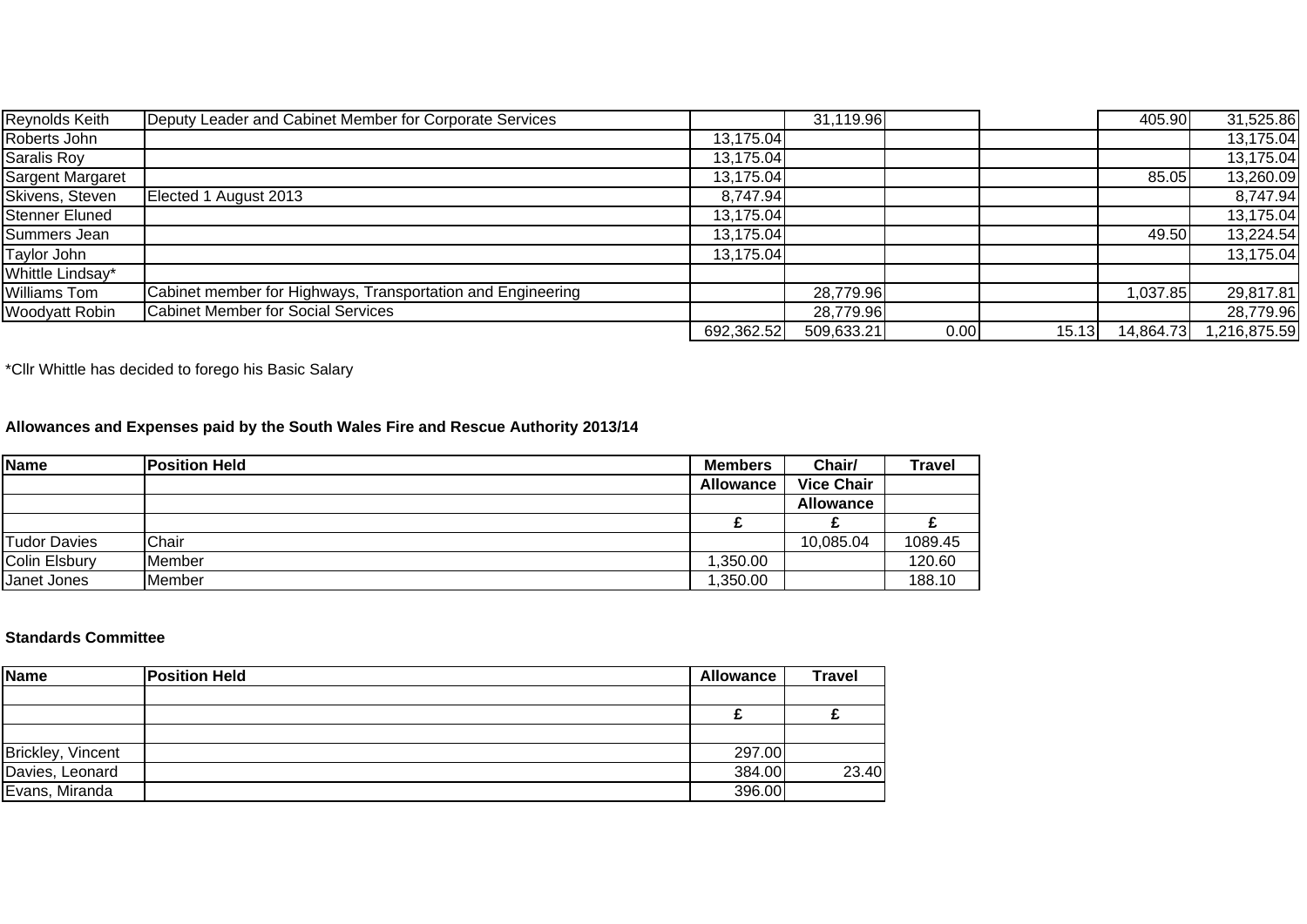| | | | | | | | |
|---|---|---|---|---|---|---|---|
| Reynolds Keith | Deputy Leader and Cabinet Member for Corporate Services | | 31,119.96 | | | 405.90 | 31,525.86 |
| Roberts John | | 13,175.04 | | | | | 13,175.04 |
| Saralis Roy | | 13,175.04 | | | | | 13,175.04 |
| Sargent Margaret | | 13,175.04 | | | | 85.05 | 13,260.09 |
| Skivens, Steven | Elected 1 August 2013 | 8,747.94 | | | | | 8,747.94 |
| Stenner Eluned | | 13,175.04 | | | | | 13,175.04 |
| Summers Jean | | 13,175.04 | | | | 49.50 | 13,224.54 |
| Taylor John | | 13,175.04 | | | | | 13,175.04 |
| Whittle Lindsay* | | | | | | | |
| Williams Tom | Cabinet member for Highways, Transportation and Engineering | | 28,779.96 | | | 1,037.85 | 29,817.81 |
| Woodyatt Robin | Cabinet Member for Social Services | | 28,779.96 | | | | 28,779.96 |
| | | 692,362.52 | 509,633.21 | 0.00 | 15.13 | 14,864.73 | 1,216,875.59 |

*Cllr Whittle has decided to forego his Basic Salary

**Allowances and Expenses paid by the South Wales Fire and Rescue Authority 2013/14**

| **Name** | **Position Held** | **Members Allowance** | **Chair/ Vice Chair Allowance** | **Travel** |
|---|---|---|---|---|
| | | **£** | **£** | **£** |
| Tudor Davies | Chair | | 10,085.04 | 1089.45 |
| Colin Elsbury | Member | 1,350.00 | | 120.60 |
| Janet Jones | Member | 1,350.00 | | 188.10 |

**Standards Committee**

| **Name** | **Position Held** | **Allowance** | **Travel** |
|---|---|---|---|
| | | | |
| | | **£** | **£** |
| | | | |
| Brickley, Vincent | | 297.00 | |
| Davies, Leonard | | 384.00 | 23.40 |
| Evans, Miranda | | 396.00 | |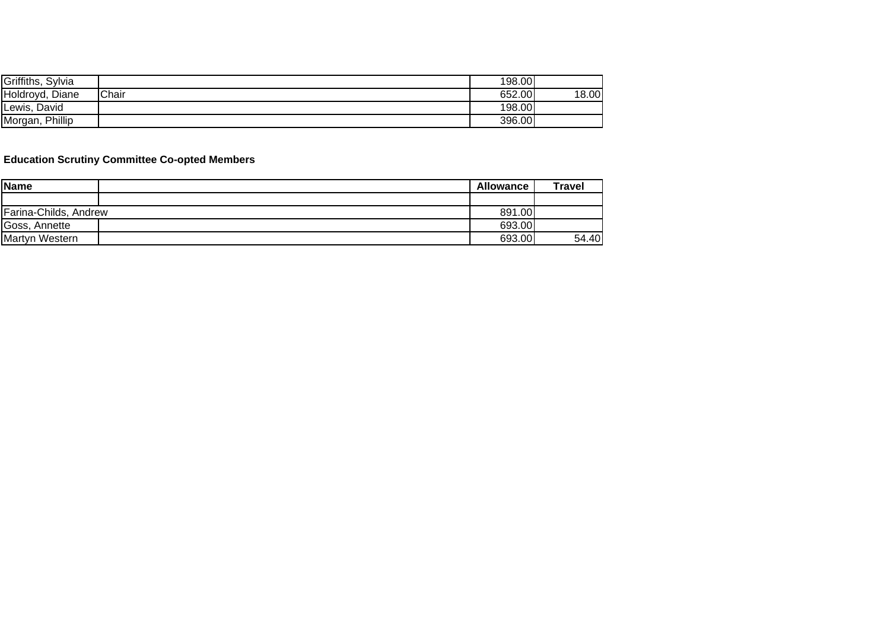| | | | |
|---|---|---|---|
| Griffiths, Sylvia | | 198.00 | |
| Holdroyd, Diane | Chair | 652.00 | 18.00 |
| Lewis, David | | 198.00 | |
| Morgan, Phillip | | 396.00 | |

**Education Scrutiny Committee Co-opted Members**

| Name | | Allowance | Travel |
|---|---|---|---|
| | | | |
| Farina-Childs, Andrew | | 891.00 | |
| Goss, Annette | | 693.00 | |
| Martyn Western | | 693.00 | 54.40 |